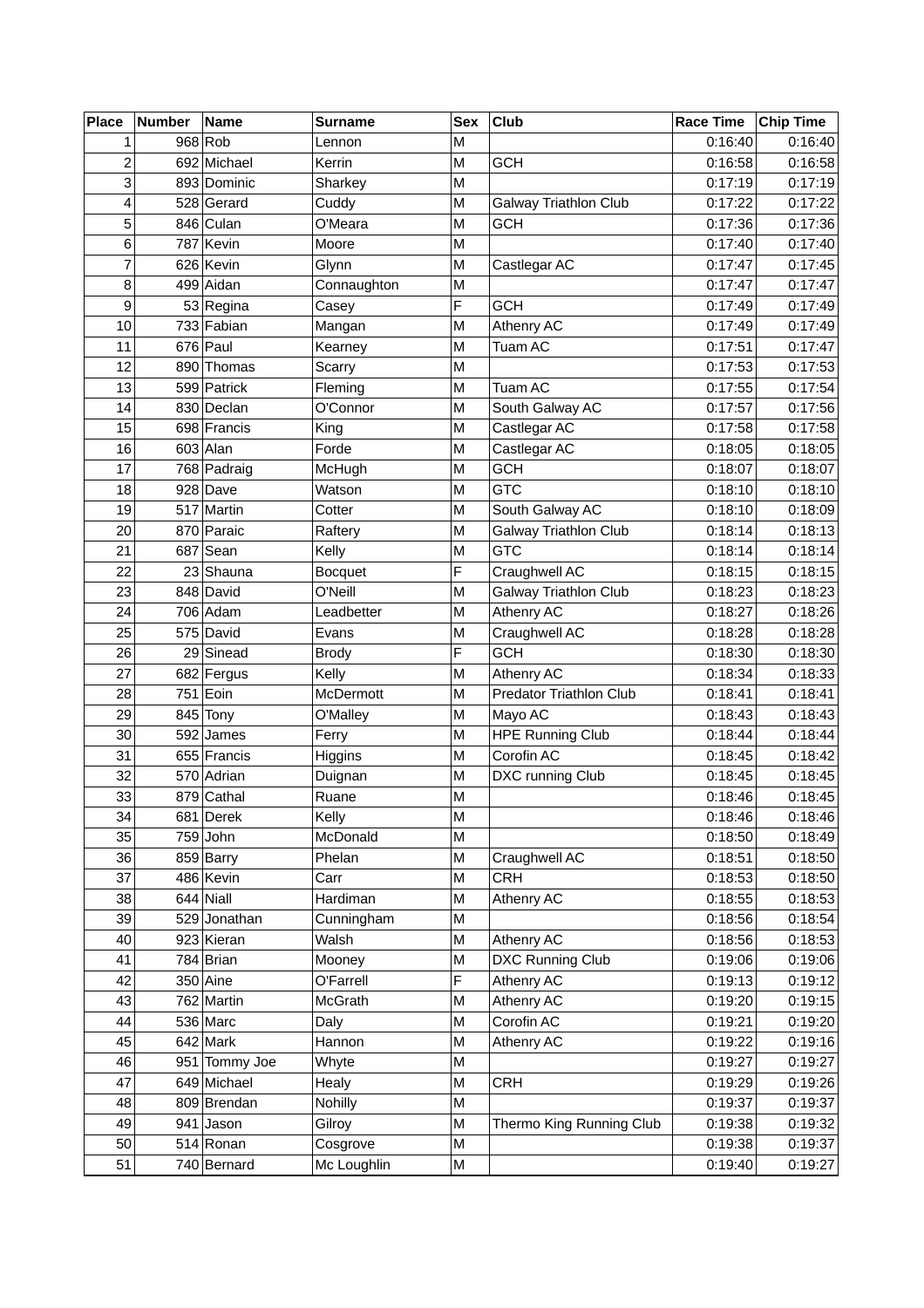| Place | Number | Name | Surname | Sex | Club | Race Time | Chip Time |
|---|---|---|---|---|---|---|---|
| 1 | 968 | Rob | Lennon | M | | 0:16:40 | 0:16:40 |
| 2 | 692 | Michael | Kerrin | M | GCH | 0:16:58 | 0:16:58 |
| 3 | 893 | Dominic | Sharkey | M | | 0:17:19 | 0:17:19 |
| 4 | 528 | Gerard | Cuddy | M | Galway Triathlon Club | 0:17:22 | 0:17:22 |
| 5 | 846 | Culan | O'Meara | M | GCH | 0:17:36 | 0:17:36 |
| 6 | 787 | Kevin | Moore | M | | 0:17:40 | 0:17:40 |
| 7 | 626 | Kevin | Glynn | M | Castlegar AC | 0:17:47 | 0:17:45 |
| 8 | 499 | Aidan | Connaughton | M | | 0:17:47 | 0:17:47 |
| 9 | 53 | Regina | Casey | F | GCH | 0:17:49 | 0:17:49 |
| 10 | 733 | Fabian | Mangan | M | Athenry AC | 0:17:49 | 0:17:49 |
| 11 | 676 | Paul | Kearney | M | Tuam AC | 0:17:51 | 0:17:47 |
| 12 | 890 | Thomas | Scarry | M | | 0:17:53 | 0:17:53 |
| 13 | 599 | Patrick | Fleming | M | Tuam AC | 0:17:55 | 0:17:54 |
| 14 | 830 | Declan | O'Connor | M | South Galway AC | 0:17:57 | 0:17:56 |
| 15 | 698 | Francis | King | M | Castlegar AC | 0:17:58 | 0:17:58 |
| 16 | 603 | Alan | Forde | M | Castlegar AC | 0:18:05 | 0:18:05 |
| 17 | 768 | Padraig | McHugh | M | GCH | 0:18:07 | 0:18:07 |
| 18 | 928 | Dave | Watson | M | GTC | 0:18:10 | 0:18:10 |
| 19 | 517 | Martin | Cotter | M | South Galway AC | 0:18:10 | 0:18:09 |
| 20 | 870 | Paraic | Raftery | M | Galway Triathlon Club | 0:18:14 | 0:18:13 |
| 21 | 687 | Sean | Kelly | M | GTC | 0:18:14 | 0:18:14 |
| 22 | 23 | Shauna | Bocquet | F | Craughwell AC | 0:18:15 | 0:18:15 |
| 23 | 848 | David | O'Neill | M | Galway Triathlon Club | 0:18:23 | 0:18:23 |
| 24 | 706 | Adam | Leadbetter | M | Athenry AC | 0:18:27 | 0:18:26 |
| 25 | 575 | David | Evans | M | Craughwell AC | 0:18:28 | 0:18:28 |
| 26 | 29 | Sinead | Brody | F | GCH | 0:18:30 | 0:18:30 |
| 27 | 682 | Fergus | Kelly | M | Athenry AC | 0:18:34 | 0:18:33 |
| 28 | 751 | Eoin | McDermott | M | Predator Triathlon Club | 0:18:41 | 0:18:41 |
| 29 | 845 | Tony | O'Malley | M | Mayo AC | 0:18:43 | 0:18:43 |
| 30 | 592 | James | Ferry | M | HPE Running Club | 0:18:44 | 0:18:44 |
| 31 | 655 | Francis | Higgins | M | Corofin AC | 0:18:45 | 0:18:42 |
| 32 | 570 | Adrian | Duignan | M | DXC running Club | 0:18:45 | 0:18:45 |
| 33 | 879 | Cathal | Ruane | M | | 0:18:46 | 0:18:45 |
| 34 | 681 | Derek | Kelly | M | | 0:18:46 | 0:18:46 |
| 35 | 759 | John | McDonald | M | | 0:18:50 | 0:18:49 |
| 36 | 859 | Barry | Phelan | M | Craughwell AC | 0:18:51 | 0:18:50 |
| 37 | 486 | Kevin | Carr | M | CRH | 0:18:53 | 0:18:50 |
| 38 | 644 | Niall | Hardiman | M | Athenry AC | 0:18:55 | 0:18:53 |
| 39 | 529 | Jonathan | Cunningham | M | | 0:18:56 | 0:18:54 |
| 40 | 923 | Kieran | Walsh | M | Athenry AC | 0:18:56 | 0:18:53 |
| 41 | 784 | Brian | Mooney | M | DXC Running Club | 0:19:06 | 0:19:06 |
| 42 | 350 | Aine | O'Farrell | F | Athenry AC | 0:19:13 | 0:19:12 |
| 43 | 762 | Martin | McGrath | M | Athenry AC | 0:19:20 | 0:19:15 |
| 44 | 536 | Marc | Daly | M | Corofin AC | 0:19:21 | 0:19:20 |
| 45 | 642 | Mark | Hannon | M | Athenry AC | 0:19:22 | 0:19:16 |
| 46 | 951 | Tommy Joe | Whyte | M | | 0:19:27 | 0:19:27 |
| 47 | 649 | Michael | Healy | M | CRH | 0:19:29 | 0:19:26 |
| 48 | 809 | Brendan | Nohilly | M | | 0:19:37 | 0:19:37 |
| 49 | 941 | Jason | Gilroy | M | Thermo King Running Club | 0:19:38 | 0:19:32 |
| 50 | 514 | Ronan | Cosgrove | M | | 0:19:38 | 0:19:37 |
| 51 | 740 | Bernard | Mc Loughlin | M | | 0:19:40 | 0:19:27 |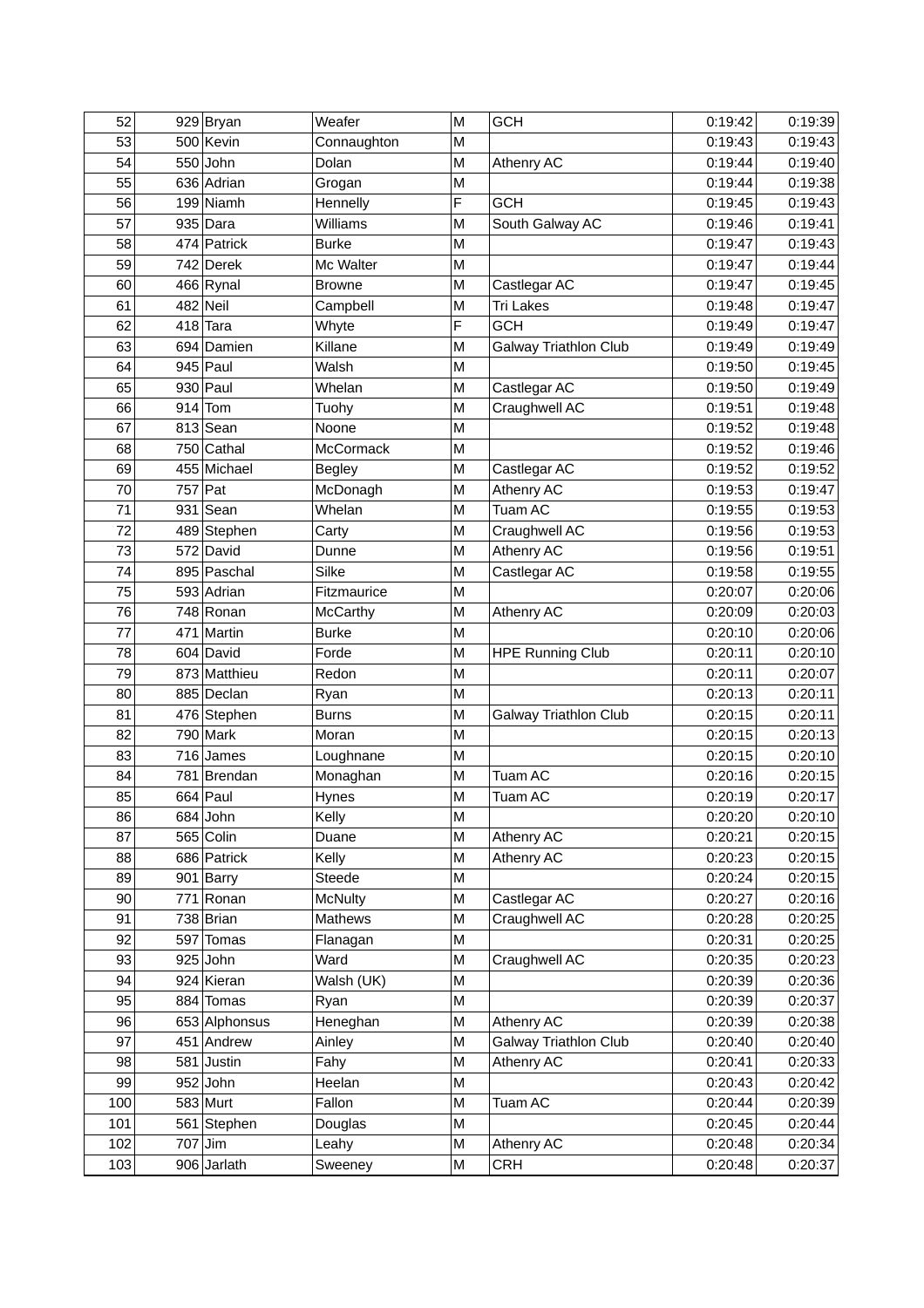| 52 | 929 | Bryan | Weafer | M | GCH | 0:19:42 | 0:19:39 |
|---|---|---|---|---|---|---|---|
| 53 | 500 | Kevin | Connaughton | M | | 0:19:43 | 0:19:43 |
| 54 | 550 | John | Dolan | M | Athenry AC | 0:19:44 | 0:19:40 |
| 55 | 636 | Adrian | Grogan | M | | 0:19:44 | 0:19:38 |
| 56 | 199 | Niamh | Hennelly | F | GCH | 0:19:45 | 0:19:43 |
| 57 | 935 | Dara | Williams | M | South Galway AC | 0:19:46 | 0:19:41 |
| 58 | 474 | Patrick | Burke | M | | 0:19:47 | 0:19:43 |
| 59 | 742 | Derek | Mc Walter | M | | 0:19:47 | 0:19:44 |
| 60 | 466 | Rynal | Browne | M | Castlegar AC | 0:19:47 | 0:19:45 |
| 61 | 482 | Neil | Campbell | M | Tri Lakes | 0:19:48 | 0:19:47 |
| 62 | 418 | Tara | Whyte | F | GCH | 0:19:49 | 0:19:47 |
| 63 | 694 | Damien | Killane | M | Galway Triathlon Club | 0:19:49 | 0:19:49 |
| 64 | 945 | Paul | Walsh | M | | 0:19:50 | 0:19:45 |
| 65 | 930 | Paul | Whelan | M | Castlegar AC | 0:19:50 | 0:19:49 |
| 66 | 914 | Tom | Tuohy | M | Craughwell AC | 0:19:51 | 0:19:48 |
| 67 | 813 | Sean | Noone | M | | 0:19:52 | 0:19:48 |
| 68 | 750 | Cathal | McCormack | M | | 0:19:52 | 0:19:46 |
| 69 | 455 | Michael | Begley | M | Castlegar AC | 0:19:52 | 0:19:52 |
| 70 | 757 | Pat | McDonagh | M | Athenry AC | 0:19:53 | 0:19:47 |
| 71 | 931 | Sean | Whelan | M | Tuam AC | 0:19:55 | 0:19:53 |
| 72 | 489 | Stephen | Carty | M | Craughwell AC | 0:19:56 | 0:19:53 |
| 73 | 572 | David | Dunne | M | Athenry AC | 0:19:56 | 0:19:51 |
| 74 | 895 | Paschal | Silke | M | Castlegar AC | 0:19:58 | 0:19:55 |
| 75 | 593 | Adrian | Fitzmaurice | M | | 0:20:07 | 0:20:06 |
| 76 | 748 | Ronan | McCarthy | M | Athenry AC | 0:20:09 | 0:20:03 |
| 77 | 471 | Martin | Burke | M | | 0:20:10 | 0:20:06 |
| 78 | 604 | David | Forde | M | HPE Running Club | 0:20:11 | 0:20:10 |
| 79 | 873 | Matthieu | Redon | M | | 0:20:11 | 0:20:07 |
| 80 | 885 | Declan | Ryan | M | | 0:20:13 | 0:20:11 |
| 81 | 476 | Stephen | Burns | M | Galway Triathlon Club | 0:20:15 | 0:20:11 |
| 82 | 790 | Mark | Moran | M | | 0:20:15 | 0:20:13 |
| 83 | 716 | James | Loughnane | M | | 0:20:15 | 0:20:10 |
| 84 | 781 | Brendan | Monaghan | M | Tuam AC | 0:20:16 | 0:20:15 |
| 85 | 664 | Paul | Hynes | M | Tuam AC | 0:20:19 | 0:20:17 |
| 86 | 684 | John | Kelly | M | | 0:20:20 | 0:20:10 |
| 87 | 565 | Colin | Duane | M | Athenry AC | 0:20:21 | 0:20:15 |
| 88 | 686 | Patrick | Kelly | M | Athenry AC | 0:20:23 | 0:20:15 |
| 89 | 901 | Barry | Steede | M | | 0:20:24 | 0:20:15 |
| 90 | 771 | Ronan | McNulty | M | Castlegar AC | 0:20:27 | 0:20:16 |
| 91 | 738 | Brian | Mathews | M | Craughwell AC | 0:20:28 | 0:20:25 |
| 92 | 597 | Tomas | Flanagan | M | | 0:20:31 | 0:20:25 |
| 93 | 925 | John | Ward | M | Craughwell AC | 0:20:35 | 0:20:23 |
| 94 | 924 | Kieran | Walsh (UK) | M | | 0:20:39 | 0:20:36 |
| 95 | 884 | Tomas | Ryan | M | | 0:20:39 | 0:20:37 |
| 96 | 653 | Alphonsus | Heneghan | M | Athenry AC | 0:20:39 | 0:20:38 |
| 97 | 451 | Andrew | Ainley | M | Galway Triathlon Club | 0:20:40 | 0:20:40 |
| 98 | 581 | Justin | Fahy | M | Athenry AC | 0:20:41 | 0:20:33 |
| 99 | 952 | John | Heelan | M | | 0:20:43 | 0:20:42 |
| 100 | 583 | Murt | Fallon | M | Tuam AC | 0:20:44 | 0:20:39 |
| 101 | 561 | Stephen | Douglas | M | | 0:20:45 | 0:20:44 |
| 102 | 707 | Jim | Leahy | M | Athenry AC | 0:20:48 | 0:20:34 |
| 103 | 906 | Jarlath | Sweeney | M | CRH | 0:20:48 | 0:20:37 |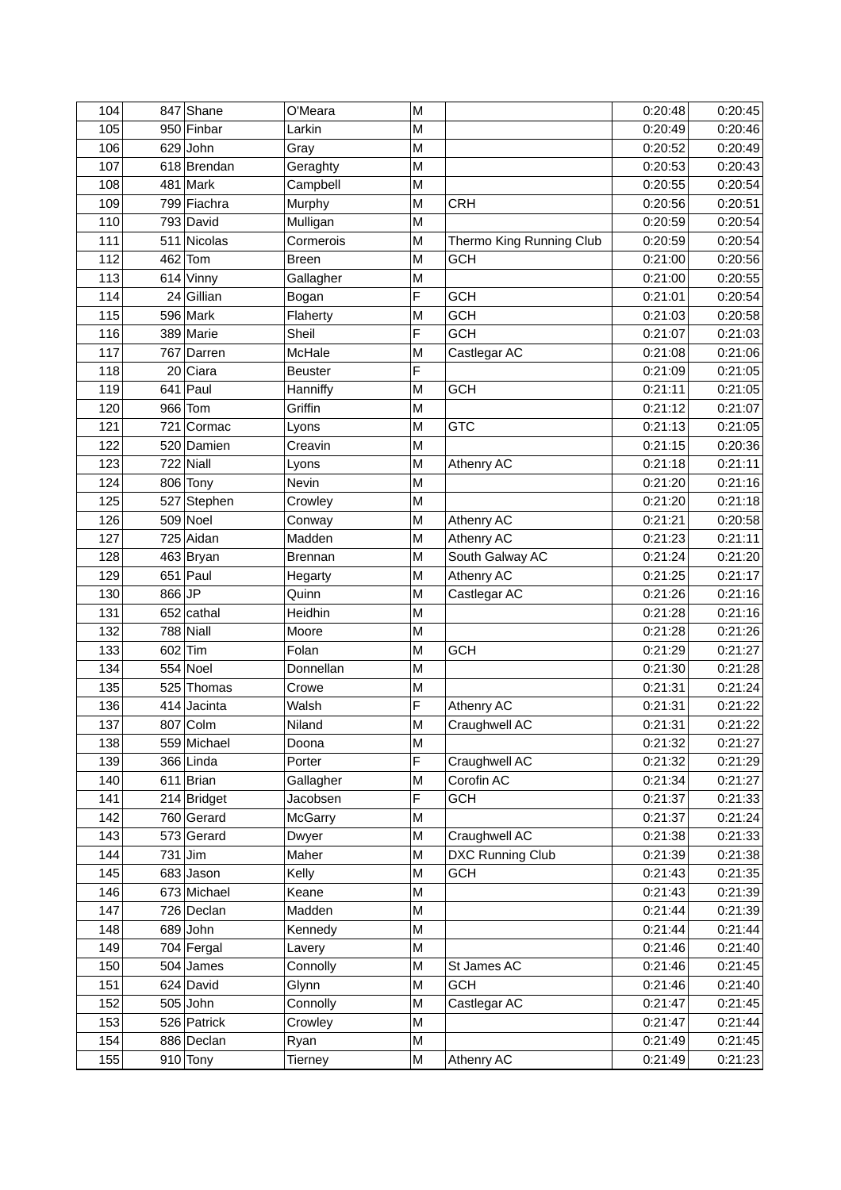| | | | | | | | |
|---|---|---|---|---|---|---|---|
| 104 | 847 | Shane | O'Meara | M | | 0:20:48 | 0:20:45 |
| 105 | 950 | Finbar | Larkin | M | | 0:20:49 | 0:20:46 |
| 106 | 629 | John | Gray | M | | 0:20:52 | 0:20:49 |
| 107 | 618 | Brendan | Geraghty | M | | 0:20:53 | 0:20:43 |
| 108 | 481 | Mark | Campbell | M | | 0:20:55 | 0:20:54 |
| 109 | 799 | Fiachra | Murphy | M | CRH | 0:20:56 | 0:20:51 |
| 110 | 793 | David | Mulligan | M | | 0:20:59 | 0:20:54 |
| 111 | 511 | Nicolas | Cormerois | M | Thermo King Running Club | 0:20:59 | 0:20:54 |
| 112 | 462 | Tom | Breen | M | GCH | 0:21:00 | 0:20:56 |
| 113 | 614 | Vinny | Gallagher | M | | 0:21:00 | 0:20:55 |
| 114 | 24 | Gillian | Bogan | F | GCH | 0:21:01 | 0:20:54 |
| 115 | 596 | Mark | Flaherty | M | GCH | 0:21:03 | 0:20:58 |
| 116 | 389 | Marie | Sheil | F | GCH | 0:21:07 | 0:21:03 |
| 117 | 767 | Darren | McHale | M | Castlegar AC | 0:21:08 | 0:21:06 |
| 118 | 20 | Ciara | Beuster | F | | 0:21:09 | 0:21:05 |
| 119 | 641 | Paul | Hanniffy | M | GCH | 0:21:11 | 0:21:05 |
| 120 | 966 | Tom | Griffin | M | | 0:21:12 | 0:21:07 |
| 121 | 721 | Cormac | Lyons | M | GTC | 0:21:13 | 0:21:05 |
| 122 | 520 | Damien | Creavin | M | | 0:21:15 | 0:20:36 |
| 123 | 722 | Niall | Lyons | M | Athenry AC | 0:21:18 | 0:21:11 |
| 124 | 806 | Tony | Nevin | M | | 0:21:20 | 0:21:16 |
| 125 | 527 | Stephen | Crowley | M | | 0:21:20 | 0:21:18 |
| 126 | 509 | Noel | Conway | M | Athenry AC | 0:21:21 | 0:20:58 |
| 127 | 725 | Aidan | Madden | M | Athenry AC | 0:21:23 | 0:21:11 |
| 128 | 463 | Bryan | Brennan | M | South Galway AC | 0:21:24 | 0:21:20 |
| 129 | 651 | Paul | Hegarty | M | Athenry AC | 0:21:25 | 0:21:17 |
| 130 | 866 | JP | Quinn | M | Castlegar AC | 0:21:26 | 0:21:16 |
| 131 | 652 | cathal | Heidhin | M | | 0:21:28 | 0:21:16 |
| 132 | 788 | Niall | Moore | M | | 0:21:28 | 0:21:26 |
| 133 | 602 | Tim | Folan | M | GCH | 0:21:29 | 0:21:27 |
| 134 | 554 | Noel | Donnellan | M | | 0:21:30 | 0:21:28 |
| 135 | 525 | Thomas | Crowe | M | | 0:21:31 | 0:21:24 |
| 136 | 414 | Jacinta | Walsh | F | Athenry AC | 0:21:31 | 0:21:22 |
| 137 | 807 | Colm | Niland | M | Craughwell AC | 0:21:31 | 0:21:22 |
| 138 | 559 | Michael | Doona | M | | 0:21:32 | 0:21:27 |
| 139 | 366 | Linda | Porter | F | Craughwell AC | 0:21:32 | 0:21:29 |
| 140 | 611 | Brian | Gallagher | M | Corofin AC | 0:21:34 | 0:21:27 |
| 141 | 214 | Bridget | Jacobsen | F | GCH | 0:21:37 | 0:21:33 |
| 142 | 760 | Gerard | McGarry | M | | 0:21:37 | 0:21:24 |
| 143 | 573 | Gerard | Dwyer | M | Craughwell AC | 0:21:38 | 0:21:33 |
| 144 | 731 | Jim | Maher | M | DXC Running Club | 0:21:39 | 0:21:38 |
| 145 | 683 | Jason | Kelly | M | GCH | 0:21:43 | 0:21:35 |
| 146 | 673 | Michael | Keane | M | | 0:21:43 | 0:21:39 |
| 147 | 726 | Declan | Madden | M | | 0:21:44 | 0:21:39 |
| 148 | 689 | John | Kennedy | M | | 0:21:44 | 0:21:44 |
| 149 | 704 | Fergal | Lavery | M | | 0:21:46 | 0:21:40 |
| 150 | 504 | James | Connolly | M | St James AC | 0:21:46 | 0:21:45 |
| 151 | 624 | David | Glynn | M | GCH | 0:21:46 | 0:21:40 |
| 152 | 505 | John | Connolly | M | Castlegar AC | 0:21:47 | 0:21:45 |
| 153 | 526 | Patrick | Crowley | M | | 0:21:47 | 0:21:44 |
| 154 | 886 | Declan | Ryan | M | | 0:21:49 | 0:21:45 |
| 155 | 910 | Tony | Tierney | M | Athenry AC | 0:21:49 | 0:21:23 |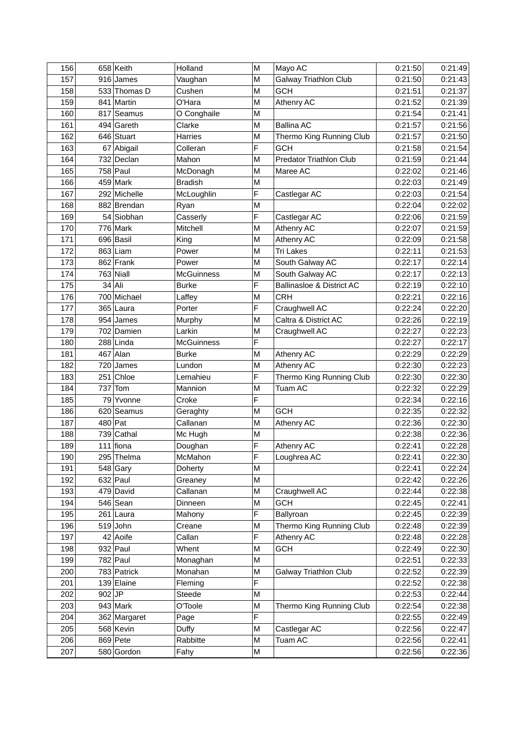| | | | | | | | |
|---|---|---|---|---|---|---|---|
| 156 | 658 | Keith | Holland | M | Mayo AC | 0:21:50 | 0:21:49 |
| 157 | 916 | James | Vaughan | M | Galway Triathlon Club | 0:21:50 | 0:21:43 |
| 158 | 533 | Thomas D | Cushen | M | GCH | 0:21:51 | 0:21:37 |
| 159 | 841 | Martin | O'Hara | M | Athenry AC | 0:21:52 | 0:21:39 |
| 160 | 817 | Seamus | O Conghaile | M | | 0:21:54 | 0:21:41 |
| 161 | 494 | Gareth | Clarke | M | Ballina AC | 0:21:57 | 0:21:56 |
| 162 | 646 | Stuart | Harries | M | Thermo King Running Club | 0:21:57 | 0:21:50 |
| 163 | 67 | Abigail | Colleran | F | GCH | 0:21:58 | 0:21:54 |
| 164 | 732 | Declan | Mahon | M | Predator Triathlon Club | 0:21:59 | 0:21:44 |
| 165 | 758 | Paul | McDonagh | M | Maree AC | 0:22:02 | 0:21:46 |
| 166 | 459 | Mark | Bradish | M | | 0:22:03 | 0:21:49 |
| 167 | 292 | Michelle | McLoughlin | F | Castlegar AC | 0:22:03 | 0:21:54 |
| 168 | 882 | Brendan | Ryan | M | | 0:22:04 | 0:22:02 |
| 169 | 54 | Siobhan | Casserly | F | Castlegar AC | 0:22:06 | 0:21:59 |
| 170 | 776 | Mark | Mitchell | M | Athenry AC | 0:22:07 | 0:21:59 |
| 171 | 696 | Basil | King | M | Athenry AC | 0:22:09 | 0:21:58 |
| 172 | 863 | Liam | Power | M | Tri Lakes | 0:22:11 | 0:21:53 |
| 173 | 862 | Frank | Power | M | South Galway AC | 0:22:17 | 0:22:14 |
| 174 | 763 | Niall | McGuinness | M | South Galway AC | 0:22:17 | 0:22:13 |
| 175 | 34 | Ali | Burke | F | Ballinasloe & District AC | 0:22:19 | 0:22:10 |
| 176 | 700 | Michael | Laffey | M | CRH | 0:22:21 | 0:22:16 |
| 177 | 365 | Laura | Porter | F | Craughwell AC | 0:22:24 | 0:22:20 |
| 178 | 954 | James | Murphy | M | Caltra & District AC | 0:22:26 | 0:22:19 |
| 179 | 702 | Damien | Larkin | M | Craughwell AC | 0:22:27 | 0:22:23 |
| 180 | 288 | Linda | McGuinness | F | | 0:22:27 | 0:22:17 |
| 181 | 467 | Alan | Burke | M | Athenry AC | 0:22:29 | 0:22:29 |
| 182 | 720 | James | Lundon | M | Athenry AC | 0:22:30 | 0:22:23 |
| 183 | 251 | Chloe | Lemahieu | F | Thermo King Running Club | 0:22:30 | 0:22:30 |
| 184 | 737 | Tom | Mannion | M | Tuam AC | 0:22:32 | 0:22:29 |
| 185 | 79 | Yvonne | Croke | F | | 0:22:34 | 0:22:16 |
| 186 | 620 | Seamus | Geraghty | M | GCH | 0:22:35 | 0:22:32 |
| 187 | 480 | Pat | Callanan | M | Athenry AC | 0:22:36 | 0:22:30 |
| 188 | 739 | Cathal | Mc Hugh | M | | 0:22:38 | 0:22:36 |
| 189 | 111 | fiona | Doughan | F | Athenry AC | 0:22:41 | 0:22:28 |
| 190 | 295 | Thelma | McMahon | F | Loughrea AC | 0:22:41 | 0:22:30 |
| 191 | 548 | Gary | Doherty | M | | 0:22:41 | 0:22:24 |
| 192 | 632 | Paul | Greaney | M | | 0:22:42 | 0:22:26 |
| 193 | 479 | David | Callanan | M | Craughwell AC | 0:22:44 | 0:22:38 |
| 194 | 546 | Sean | Dinneen | M | GCH | 0:22:45 | 0:22:41 |
| 195 | 261 | Laura | Mahony | F | Ballyroan | 0:22:45 | 0:22:39 |
| 196 | 519 | John | Creane | M | Thermo King Running Club | 0:22:48 | 0:22:39 |
| 197 | 42 | Aoife | Callan | F | Athenry AC | 0:22:48 | 0:22:28 |
| 198 | 932 | Paul | Whent | M | GCH | 0:22:49 | 0:22:30 |
| 199 | 782 | Paul | Monaghan | M | | 0:22:51 | 0:22:33 |
| 200 | 783 | Patrick | Monahan | M | Galway Triathlon Club | 0:22:52 | 0:22:39 |
| 201 | 139 | Elaine | Fleming | F | | 0:22:52 | 0:22:38 |
| 202 | 902 | JP | Steede | M | | 0:22:53 | 0:22:44 |
| 203 | 943 | Mark | O'Toole | M | Thermo King Running Club | 0:22:54 | 0:22:38 |
| 204 | 362 | Margaret | Page | F | | 0:22:55 | 0:22:49 |
| 205 | 568 | Kevin | Duffy | M | Castlegar AC | 0:22:56 | 0:22:47 |
| 206 | 869 | Pete | Rabbitte | M | Tuam AC | 0:22:56 | 0:22:41 |
| 207 | 580 | Gordon | Fahy | M | | 0:22:56 | 0:22:36 |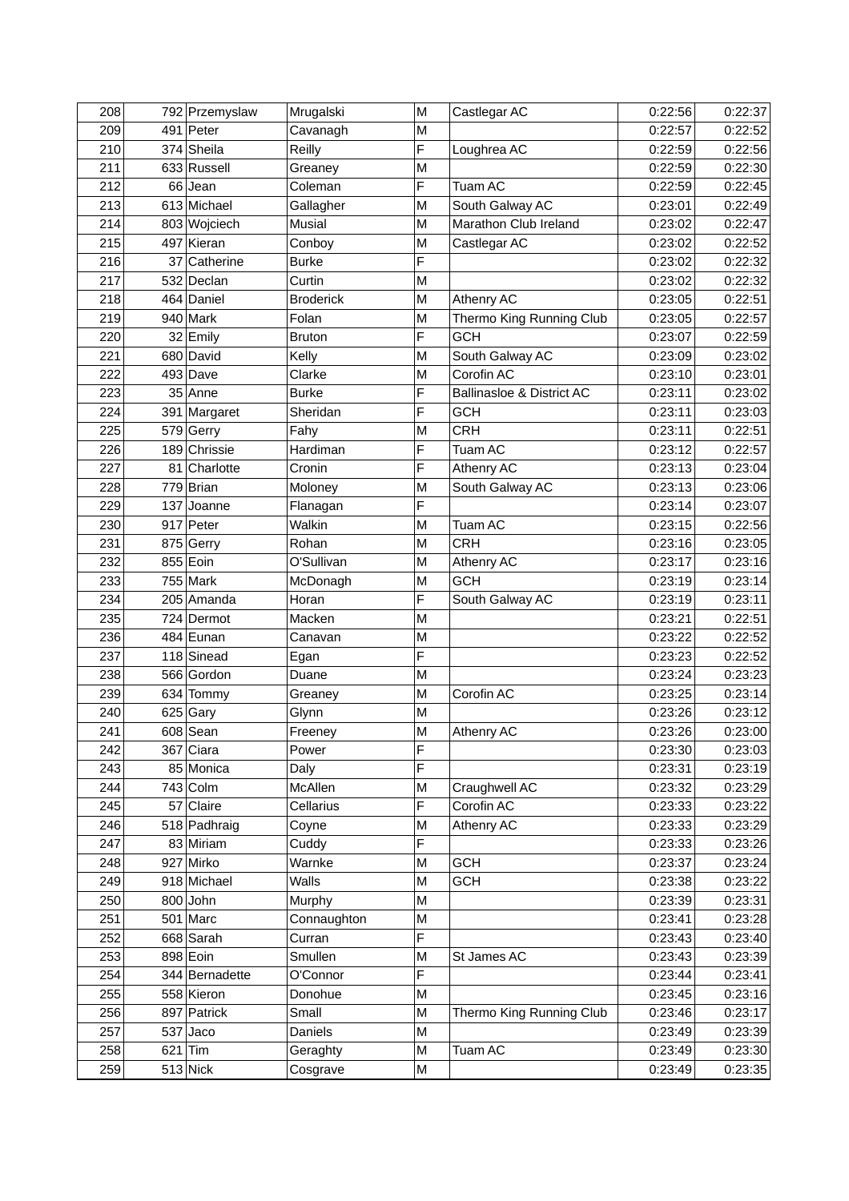| 208 | 792 | Przemyslaw | Mrugalski | M | Castlegar AC | 0:22:56 | 0:22:37 |
|---|---|---|---|---|---|---|---|
| 209 | 491 | Peter | Cavanagh | M | | 0:22:57 | 0:22:52 |
| 210 | 374 | Sheila | Reilly | F | Loughrea AC | 0:22:59 | 0:22:56 |
| 211 | 633 | Russell | Greaney | M | | 0:22:59 | 0:22:30 |
| 212 | 66 | Jean | Coleman | F | Tuam AC | 0:22:59 | 0:22:45 |
| 213 | 613 | Michael | Gallagher | M | South Galway AC | 0:23:01 | 0:22:49 |
| 214 | 803 | Wojciech | Musial | M | Marathon Club Ireland | 0:23:02 | 0:22:47 |
| 215 | 497 | Kieran | Conboy | M | Castlegar AC | 0:23:02 | 0:22:52 |
| 216 | 37 | Catherine | Burke | F | | 0:23:02 | 0:22:32 |
| 217 | 532 | Declan | Curtin | M | | 0:23:02 | 0:22:32 |
| 218 | 464 | Daniel | Broderick | M | Athenry AC | 0:23:05 | 0:22:51 |
| 219 | 940 | Mark | Folan | M | Thermo King Running Club | 0:23:05 | 0:22:57 |
| 220 | 32 | Emily | Bruton | F | GCH | 0:23:07 | 0:22:59 |
| 221 | 680 | David | Kelly | M | South Galway AC | 0:23:09 | 0:23:02 |
| 222 | 493 | Dave | Clarke | M | Corofin AC | 0:23:10 | 0:23:01 |
| 223 | 35 | Anne | Burke | F | Ballinasloe & District AC | 0:23:11 | 0:23:02 |
| 224 | 391 | Margaret | Sheridan | F | GCH | 0:23:11 | 0:23:03 |
| 225 | 579 | Gerry | Fahy | M | CRH | 0:23:11 | 0:22:51 |
| 226 | 189 | Chrissie | Hardiman | F | Tuam AC | 0:23:12 | 0:22:57 |
| 227 | 81 | Charlotte | Cronin | F | Athenry AC | 0:23:13 | 0:23:04 |
| 228 | 779 | Brian | Moloney | M | South Galway AC | 0:23:13 | 0:23:06 |
| 229 | 137 | Joanne | Flanagan | F | | 0:23:14 | 0:23:07 |
| 230 | 917 | Peter | Walkin | M | Tuam AC | 0:23:15 | 0:22:56 |
| 231 | 875 | Gerry | Rohan | M | CRH | 0:23:16 | 0:23:05 |
| 232 | 855 | Eoin | O'Sullivan | M | Athenry AC | 0:23:17 | 0:23:16 |
| 233 | 755 | Mark | McDonagh | M | GCH | 0:23:19 | 0:23:14 |
| 234 | 205 | Amanda | Horan | F | South Galway AC | 0:23:19 | 0:23:11 |
| 235 | 724 | Dermot | Macken | M | | 0:23:21 | 0:22:51 |
| 236 | 484 | Eunan | Canavan | M | | 0:23:22 | 0:22:52 |
| 237 | 118 | Sinead | Egan | F | | 0:23:23 | 0:22:52 |
| 238 | 566 | Gordon | Duane | M | | 0:23:24 | 0:23:23 |
| 239 | 634 | Tommy | Greaney | M | Corofin AC | 0:23:25 | 0:23:14 |
| 240 | 625 | Gary | Glynn | M | | 0:23:26 | 0:23:12 |
| 241 | 608 | Sean | Freeney | M | Athenry AC | 0:23:26 | 0:23:00 |
| 242 | 367 | Ciara | Power | F | | 0:23:30 | 0:23:03 |
| 243 | 85 | Monica | Daly | F | | 0:23:31 | 0:23:19 |
| 244 | 743 | Colm | McAllen | M | Craughwell AC | 0:23:32 | 0:23:29 |
| 245 | 57 | Claire | Cellarius | F | Corofin AC | 0:23:33 | 0:23:22 |
| 246 | 518 | Padhraig | Coyne | M | Athenry AC | 0:23:33 | 0:23:29 |
| 247 | 83 | Miriam | Cuddy | F | | 0:23:33 | 0:23:26 |
| 248 | 927 | Mirko | Warnke | M | GCH | 0:23:37 | 0:23:24 |
| 249 | 918 | Michael | Walls | M | GCH | 0:23:38 | 0:23:22 |
| 250 | 800 | John | Murphy | M | | 0:23:39 | 0:23:31 |
| 251 | 501 | Marc | Connaughton | M | | 0:23:41 | 0:23:28 |
| 252 | 668 | Sarah | Curran | F | | 0:23:43 | 0:23:40 |
| 253 | 898 | Eoin | Smullen | M | St James AC | 0:23:43 | 0:23:39 |
| 254 | 344 | Bernadette | O'Connor | F | | 0:23:44 | 0:23:41 |
| 255 | 558 | Kieron | Donohue | M | | 0:23:45 | 0:23:16 |
| 256 | 897 | Patrick | Small | M | Thermo King Running Club | 0:23:46 | 0:23:17 |
| 257 | 537 | Jaco | Daniels | M | | 0:23:49 | 0:23:39 |
| 258 | 621 | Tim | Geraghty | M | Tuam AC | 0:23:49 | 0:23:30 |
| 259 | 513 | Nick | Cosgrave | M | | 0:23:49 | 0:23:35 |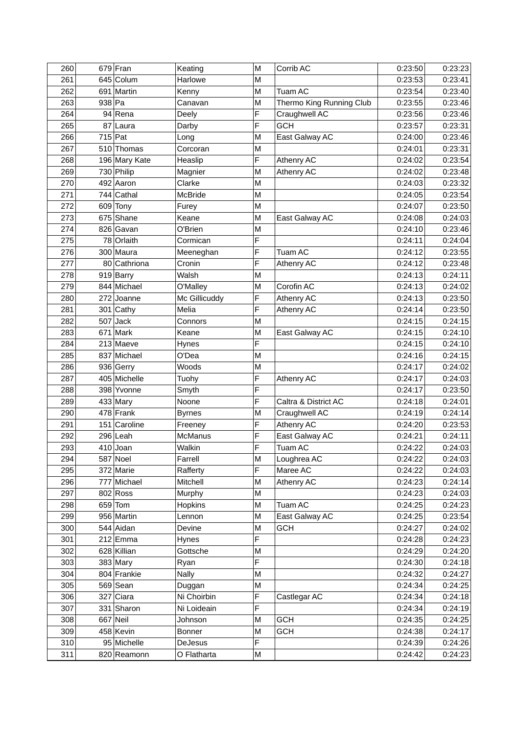| 260 | 679 | Fran | Keating | M | Corrib AC | 0:23:50 | 0:23:23 |
|---|---|---|---|---|---|---|---|
| 261 | 645 | Colum | Harlowe | M | | 0:23:53 | 0:23:41 |
| 262 | 691 | Martin | Kenny | M | Tuam AC | 0:23:54 | 0:23:40 |
| 263 | 938 | Pa | Canavan | M | Thermo King Running Club | 0:23:55 | 0:23:46 |
| 264 | 94 | Rena | Deely | F | Craughwell AC | 0:23:56 | 0:23:46 |
| 265 | 87 | Laura | Darby | F | GCH | 0:23:57 | 0:23:31 |
| 266 | 715 | Pat | Long | M | East Galway AC | 0:24:00 | 0:23:46 |
| 267 | 510 | Thomas | Corcoran | M | | 0:24:01 | 0:23:31 |
| 268 | 196 | Mary Kate | Heaslip | F | Athenry AC | 0:24:02 | 0:23:54 |
| 269 | 730 | Philip | Magnier | M | Athenry AC | 0:24:02 | 0:23:48 |
| 270 | 492 | Aaron | Clarke | M | | 0:24:03 | 0:23:32 |
| 271 | 744 | Cathal | McBride | M | | 0:24:05 | 0:23:54 |
| 272 | 609 | Tony | Furey | M | | 0:24:07 | 0:23:50 |
| 273 | 675 | Shane | Keane | M | East Galway AC | 0:24:08 | 0:24:03 |
| 274 | 826 | Gavan | O'Brien | M | | 0:24:10 | 0:23:46 |
| 275 | 78 | Orlaith | Cormican | F | | 0:24:11 | 0:24:04 |
| 276 | 300 | Maura | Meeneghan | F | Tuam AC | 0:24:12 | 0:23:55 |
| 277 | 80 | Cathriona | Cronin | F | Athenry AC | 0:24:12 | 0:23:48 |
| 278 | 919 | Barry | Walsh | M | | 0:24:13 | 0:24:11 |
| 279 | 844 | Michael | O'Malley | M | Corofin AC | 0:24:13 | 0:24:02 |
| 280 | 272 | Joanne | Mc Gillicuddy | F | Athenry AC | 0:24:13 | 0:23:50 |
| 281 | 301 | Cathy | Melia | F | Athenry AC | 0:24:14 | 0:23:50 |
| 282 | 507 | Jack | Connors | M | | 0:24:15 | 0:24:15 |
| 283 | 671 | Mark | Keane | M | East Galway AC | 0:24:15 | 0:24:10 |
| 284 | 213 | Maeve | Hynes | F | | 0:24:15 | 0:24:10 |
| 285 | 837 | Michael | O'Dea | M | | 0:24:16 | 0:24:15 |
| 286 | 936 | Gerry | Woods | M | | 0:24:17 | 0:24:02 |
| 287 | 405 | Michelle | Tuohy | F | Athenry AC | 0:24:17 | 0:24:03 |
| 288 | 398 | Yvonne | Smyth | F | | 0:24:17 | 0:23:50 |
| 289 | 433 | Mary | Noone | F | Caltra & District AC | 0:24:18 | 0:24:01 |
| 290 | 478 | Frank | Byrnes | M | Craughwell AC | 0:24:19 | 0:24:14 |
| 291 | 151 | Caroline | Freeney | F | Athenry AC | 0:24:20 | 0:23:53 |
| 292 | 296 | Leah | McManus | F | East Galway AC | 0:24:21 | 0:24:11 |
| 293 | 410 | Joan | Walkin | F | Tuam AC | 0:24:22 | 0:24:03 |
| 294 | 587 | Noel | Farrell | M | Loughrea AC | 0:24:22 | 0:24:03 |
| 295 | 372 | Marie | Rafferty | F | Maree AC | 0:24:22 | 0:24:03 |
| 296 | 777 | Michael | Mitchell | M | Athenry AC | 0:24:23 | 0:24:14 |
| 297 | 802 | Ross | Murphy | M | | 0:24:23 | 0:24:03 |
| 298 | 659 | Tom | Hopkins | M | Tuam AC | 0:24:25 | 0:24:23 |
| 299 | 956 | Martin | Lennon | M | East Galway AC | 0:24:25 | 0:23:54 |
| 300 | 544 | Aidan | Devine | M | GCH | 0:24:27 | 0:24:02 |
| 301 | 212 | Emma | Hynes | F | | 0:24:28 | 0:24:23 |
| 302 | 628 | Killian | Gottsche | M | | 0:24:29 | 0:24:20 |
| 303 | 383 | Mary | Ryan | F | | 0:24:30 | 0:24:18 |
| 304 | 804 | Frankie | Nally | M | | 0:24:32 | 0:24:27 |
| 305 | 569 | Sean | Duggan | M | | 0:24:34 | 0:24:25 |
| 306 | 327 | Ciara | Ni Choirbin | F | Castlegar AC | 0:24:34 | 0:24:18 |
| 307 | 331 | Sharon | Ni Loideain | F | | 0:24:34 | 0:24:19 |
| 308 | 667 | Neil | Johnson | M | GCH | 0:24:35 | 0:24:25 |
| 309 | 458 | Kevin | Bonner | M | GCH | 0:24:38 | 0:24:17 |
| 310 | 95 | Michelle | DeJesus | F | | 0:24:39 | 0:24:26 |
| 311 | 820 | Reamonn | O Flatharta | M | | 0:24:42 | 0:24:23 |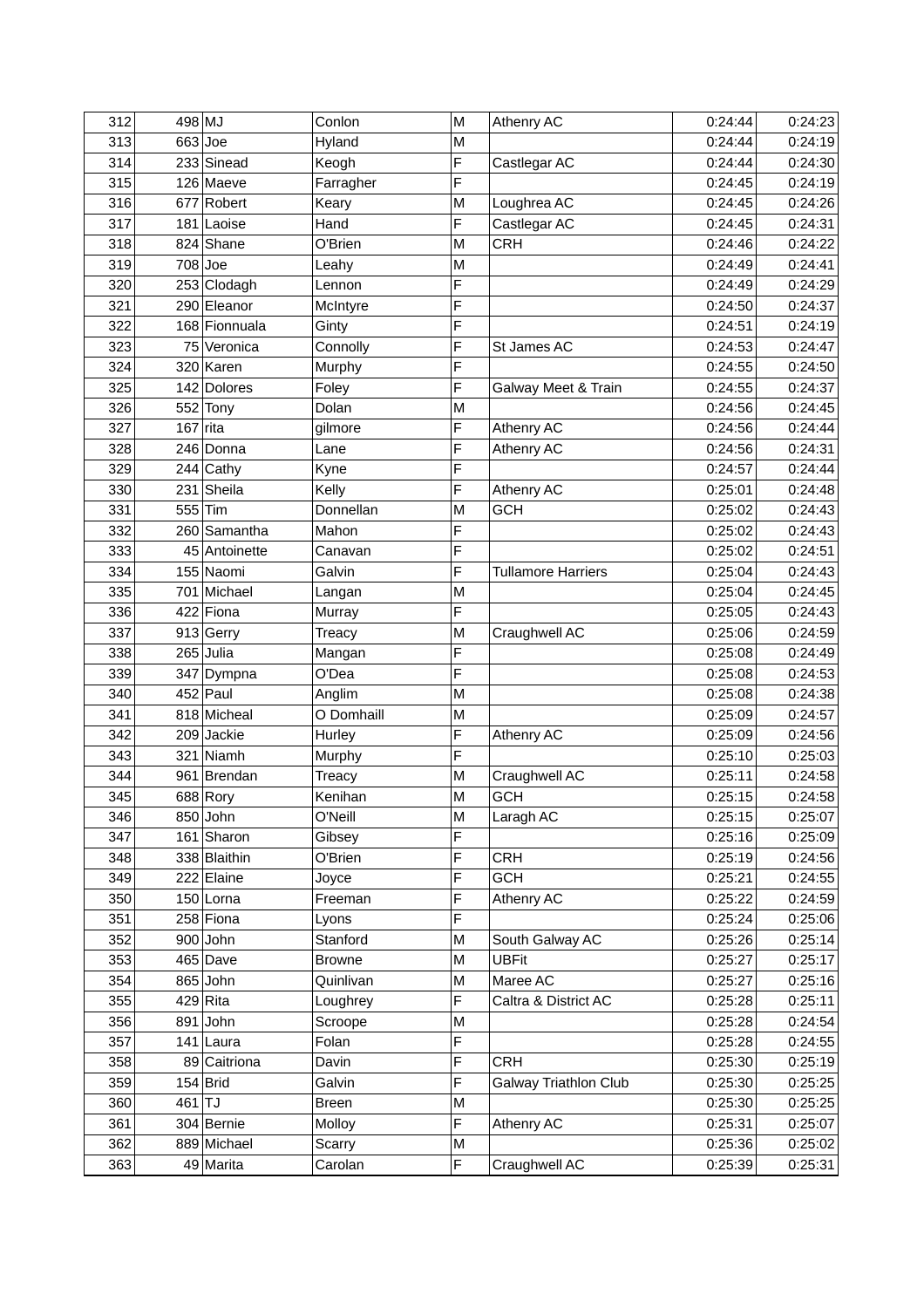| | | | | | | | |
|---|---|---|---|---|---|---|---|
| 312 | 498 | MJ | Conlon | M | Athenry AC | 0:24:44 | 0:24:23 |
| 313 | 663 | Joe | Hyland | M | | 0:24:44 | 0:24:19 |
| 314 | 233 | Sinead | Keogh | F | Castlegar AC | 0:24:44 | 0:24:30 |
| 315 | 126 | Maeve | Farragher | F | | 0:24:45 | 0:24:19 |
| 316 | 677 | Robert | Keary | M | Loughrea AC | 0:24:45 | 0:24:26 |
| 317 | 181 | Laoise | Hand | F | Castlegar AC | 0:24:45 | 0:24:31 |
| 318 | 824 | Shane | O'Brien | M | CRH | 0:24:46 | 0:24:22 |
| 319 | 708 | Joe | Leahy | M | | 0:24:49 | 0:24:41 |
| 320 | 253 | Clodagh | Lennon | F | | 0:24:49 | 0:24:29 |
| 321 | 290 | Eleanor | McIntyre | F | | 0:24:50 | 0:24:37 |
| 322 | 168 | Fionnuala | Ginty | F | | 0:24:51 | 0:24:19 |
| 323 | 75 | Veronica | Connolly | F | St James AC | 0:24:53 | 0:24:47 |
| 324 | 320 | Karen | Murphy | F | | 0:24:55 | 0:24:50 |
| 325 | 142 | Dolores | Foley | F | Galway Meet & Train | 0:24:55 | 0:24:37 |
| 326 | 552 | Tony | Dolan | M | | 0:24:56 | 0:24:45 |
| 327 | 167 | rita | gilmore | F | Athenry AC | 0:24:56 | 0:24:44 |
| 328 | 246 | Donna | Lane | F | Athenry AC | 0:24:56 | 0:24:31 |
| 329 | 244 | Cathy | Kyne | F | | 0:24:57 | 0:24:44 |
| 330 | 231 | Sheila | Kelly | F | Athenry AC | 0:25:01 | 0:24:48 |
| 331 | 555 | Tim | Donnellan | M | GCH | 0:25:02 | 0:24:43 |
| 332 | 260 | Samantha | Mahon | F | | 0:25:02 | 0:24:43 |
| 333 | 45 | Antoinette | Canavan | F | | 0:25:02 | 0:24:51 |
| 334 | 155 | Naomi | Galvin | F | Tullamore Harriers | 0:25:04 | 0:24:43 |
| 335 | 701 | Michael | Langan | M | | 0:25:04 | 0:24:45 |
| 336 | 422 | Fiona | Murray | F | | 0:25:05 | 0:24:43 |
| 337 | 913 | Gerry | Treacy | M | Craughwell AC | 0:25:06 | 0:24:59 |
| 338 | 265 | Julia | Mangan | F | | 0:25:08 | 0:24:49 |
| 339 | 347 | Dympna | O'Dea | F | | 0:25:08 | 0:24:53 |
| 340 | 452 | Paul | Anglim | M | | 0:25:08 | 0:24:38 |
| 341 | 818 | Micheal | O Domhaill | M | | 0:25:09 | 0:24:57 |
| 342 | 209 | Jackie | Hurley | F | Athenry AC | 0:25:09 | 0:24:56 |
| 343 | 321 | Niamh | Murphy | F | | 0:25:10 | 0:25:03 |
| 344 | 961 | Brendan | Treacy | M | Craughwell AC | 0:25:11 | 0:24:58 |
| 345 | 688 | Rory | Kenihan | M | GCH | 0:25:15 | 0:24:58 |
| 346 | 850 | John | O'Neill | M | Laragh AC | 0:25:15 | 0:25:07 |
| 347 | 161 | Sharon | Gibsey | F | | 0:25:16 | 0:25:09 |
| 348 | 338 | Blaithin | O'Brien | F | CRH | 0:25:19 | 0:24:56 |
| 349 | 222 | Elaine | Joyce | F | GCH | 0:25:21 | 0:24:55 |
| 350 | 150 | Lorna | Freeman | F | Athenry AC | 0:25:22 | 0:24:59 |
| 351 | 258 | Fiona | Lyons | F | | 0:25:24 | 0:25:06 |
| 352 | 900 | John | Stanford | M | South Galway AC | 0:25:26 | 0:25:14 |
| 353 | 465 | Dave | Browne | M | UBFit | 0:25:27 | 0:25:17 |
| 354 | 865 | John | Quinlivan | M | Maree AC | 0:25:27 | 0:25:16 |
| 355 | 429 | Rita | Loughrey | F | Caltra & District AC | 0:25:28 | 0:25:11 |
| 356 | 891 | John | Scroope | M | | 0:25:28 | 0:24:54 |
| 357 | 141 | Laura | Folan | F | | 0:25:28 | 0:24:55 |
| 358 | 89 | Caitriona | Davin | F | CRH | 0:25:30 | 0:25:19 |
| 359 | 154 | Brid | Galvin | F | Galway Triathlon Club | 0:25:30 | 0:25:25 |
| 360 | 461 | TJ | Breen | M | | 0:25:30 | 0:25:25 |
| 361 | 304 | Bernie | Molloy | F | Athenry AC | 0:25:31 | 0:25:07 |
| 362 | 889 | Michael | Scarry | M | | 0:25:36 | 0:25:02 |
| 363 | 49 | Marita | Carolan | F | Craughwell AC | 0:25:39 | 0:25:31 |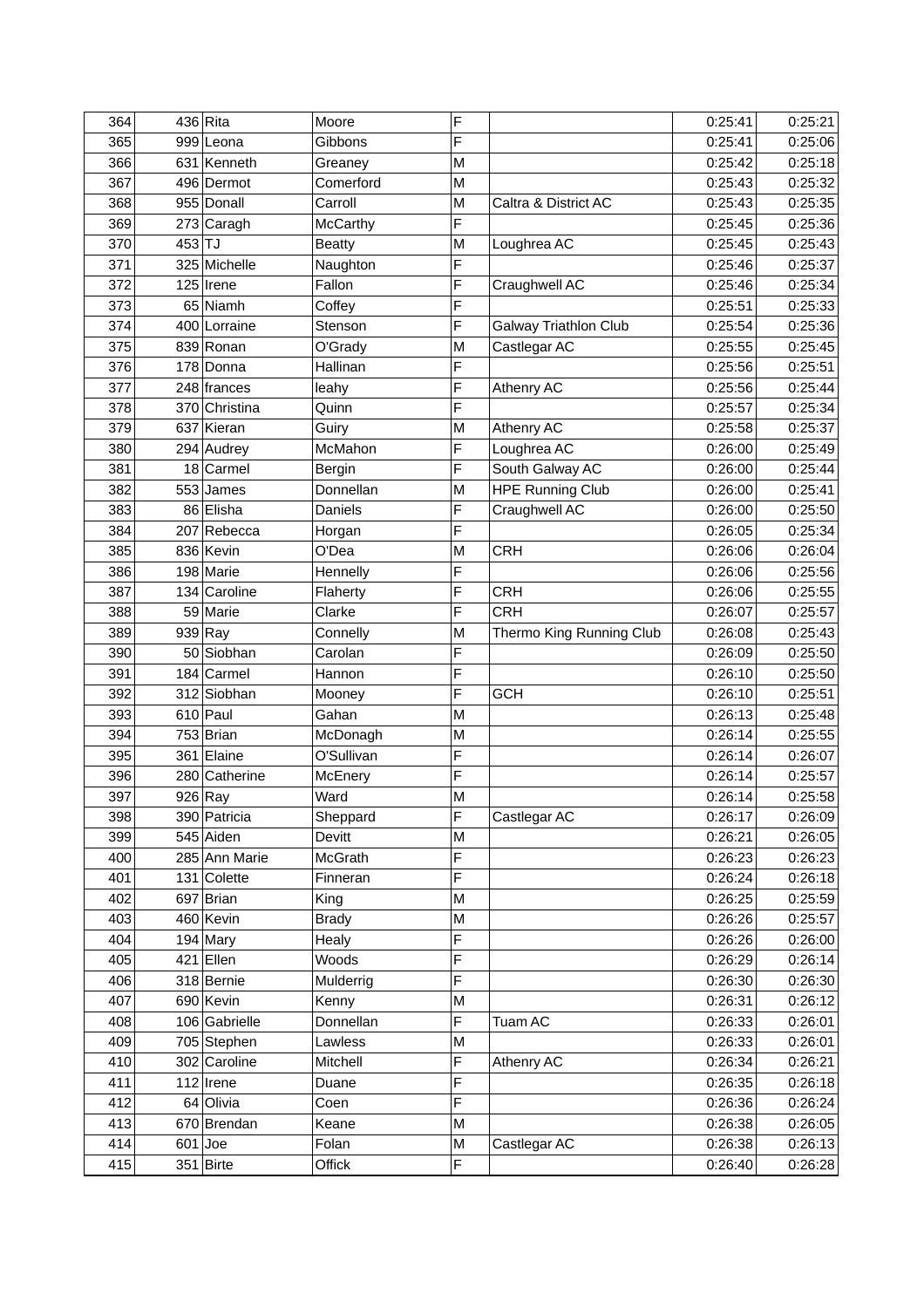| | | | | | | | |
|---|---|---|---|---|---|---|---|
| 364 | 436 | Rita | Moore | F | | 0:25:41 | 0:25:21 |
| 365 | 999 | Leona | Gibbons | F | | 0:25:41 | 0:25:06 |
| 366 | 631 | Kenneth | Greaney | M | | 0:25:42 | 0:25:18 |
| 367 | 496 | Dermot | Comerford | M | | 0:25:43 | 0:25:32 |
| 368 | 955 | Donall | Carroll | M | Caltra & District AC | 0:25:43 | 0:25:35 |
| 369 | 273 | Caragh | McCarthy | F | | 0:25:45 | 0:25:36 |
| 370 | 453 | TJ | Beatty | M | Loughrea AC | 0:25:45 | 0:25:43 |
| 371 | 325 | Michelle | Naughton | F | | 0:25:46 | 0:25:37 |
| 372 | 125 | Irene | Fallon | F | Craughwell AC | 0:25:46 | 0:25:34 |
| 373 | 65 | Niamh | Coffey | F | | 0:25:51 | 0:25:33 |
| 374 | 400 | Lorraine | Stenson | F | Galway Triathlon Club | 0:25:54 | 0:25:36 |
| 375 | 839 | Ronan | O'Grady | M | Castlegar AC | 0:25:55 | 0:25:45 |
| 376 | 178 | Donna | Hallinan | F | | 0:25:56 | 0:25:51 |
| 377 | 248 | frances | leahy | F | Athenry AC | 0:25:56 | 0:25:44 |
| 378 | 370 | Christina | Quinn | F | | 0:25:57 | 0:25:34 |
| 379 | 637 | Kieran | Guiry | M | Athenry AC | 0:25:58 | 0:25:37 |
| 380 | 294 | Audrey | McMahon | F | Loughrea AC | 0:26:00 | 0:25:49 |
| 381 | 18 | Carmel | Bergin | F | South Galway AC | 0:26:00 | 0:25:44 |
| 382 | 553 | James | Donnellan | M | HPE Running Club | 0:26:00 | 0:25:41 |
| 383 | 86 | Elisha | Daniels | F | Craughwell AC | 0:26:00 | 0:25:50 |
| 384 | 207 | Rebecca | Horgan | F | | 0:26:05 | 0:25:34 |
| 385 | 836 | Kevin | O'Dea | M | CRH | 0:26:06 | 0:26:04 |
| 386 | 198 | Marie | Hennelly | F | | 0:26:06 | 0:25:56 |
| 387 | 134 | Caroline | Flaherty | F | CRH | 0:26:06 | 0:25:55 |
| 388 | 59 | Marie | Clarke | F | CRH | 0:26:07 | 0:25:57 |
| 389 | 939 | Ray | Connelly | M | Thermo King Running Club | 0:26:08 | 0:25:43 |
| 390 | 50 | Siobhan | Carolan | F | | 0:26:09 | 0:25:50 |
| 391 | 184 | Carmel | Hannon | F | | 0:26:10 | 0:25:50 |
| 392 | 312 | Siobhan | Mooney | F | GCH | 0:26:10 | 0:25:51 |
| 393 | 610 | Paul | Gahan | M | | 0:26:13 | 0:25:48 |
| 394 | 753 | Brian | McDonagh | M | | 0:26:14 | 0:25:55 |
| 395 | 361 | Elaine | O'Sullivan | F | | 0:26:14 | 0:26:07 |
| 396 | 280 | Catherine | McEnery | F | | 0:26:14 | 0:25:57 |
| 397 | 926 | Ray | Ward | M | | 0:26:14 | 0:25:58 |
| 398 | 390 | Patricia | Sheppard | F | Castlegar AC | 0:26:17 | 0:26:09 |
| 399 | 545 | Aiden | Devitt | M | | 0:26:21 | 0:26:05 |
| 400 | 285 | Ann Marie | McGrath | F | | 0:26:23 | 0:26:23 |
| 401 | 131 | Colette | Finneran | F | | 0:26:24 | 0:26:18 |
| 402 | 697 | Brian | King | M | | 0:26:25 | 0:25:59 |
| 403 | 460 | Kevin | Brady | M | | 0:26:26 | 0:25:57 |
| 404 | 194 | Mary | Healy | F | | 0:26:26 | 0:26:00 |
| 405 | 421 | Ellen | Woods | F | | 0:26:29 | 0:26:14 |
| 406 | 318 | Bernie | Mulderrig | F | | 0:26:30 | 0:26:30 |
| 407 | 690 | Kevin | Kenny | M | | 0:26:31 | 0:26:12 |
| 408 | 106 | Gabrielle | Donnellan | F | Tuam AC | 0:26:33 | 0:26:01 |
| 409 | 705 | Stephen | Lawless | M | | 0:26:33 | 0:26:01 |
| 410 | 302 | Caroline | Mitchell | F | Athenry AC | 0:26:34 | 0:26:21 |
| 411 | 112 | Irene | Duane | F | | 0:26:35 | 0:26:18 |
| 412 | 64 | Olivia | Coen | F | | 0:26:36 | 0:26:24 |
| 413 | 670 | Brendan | Keane | M | | 0:26:38 | 0:26:05 |
| 414 | 601 | Joe | Folan | M | Castlegar AC | 0:26:38 | 0:26:13 |
| 415 | 351 | Birte | Offick | F | | 0:26:40 | 0:26:28 |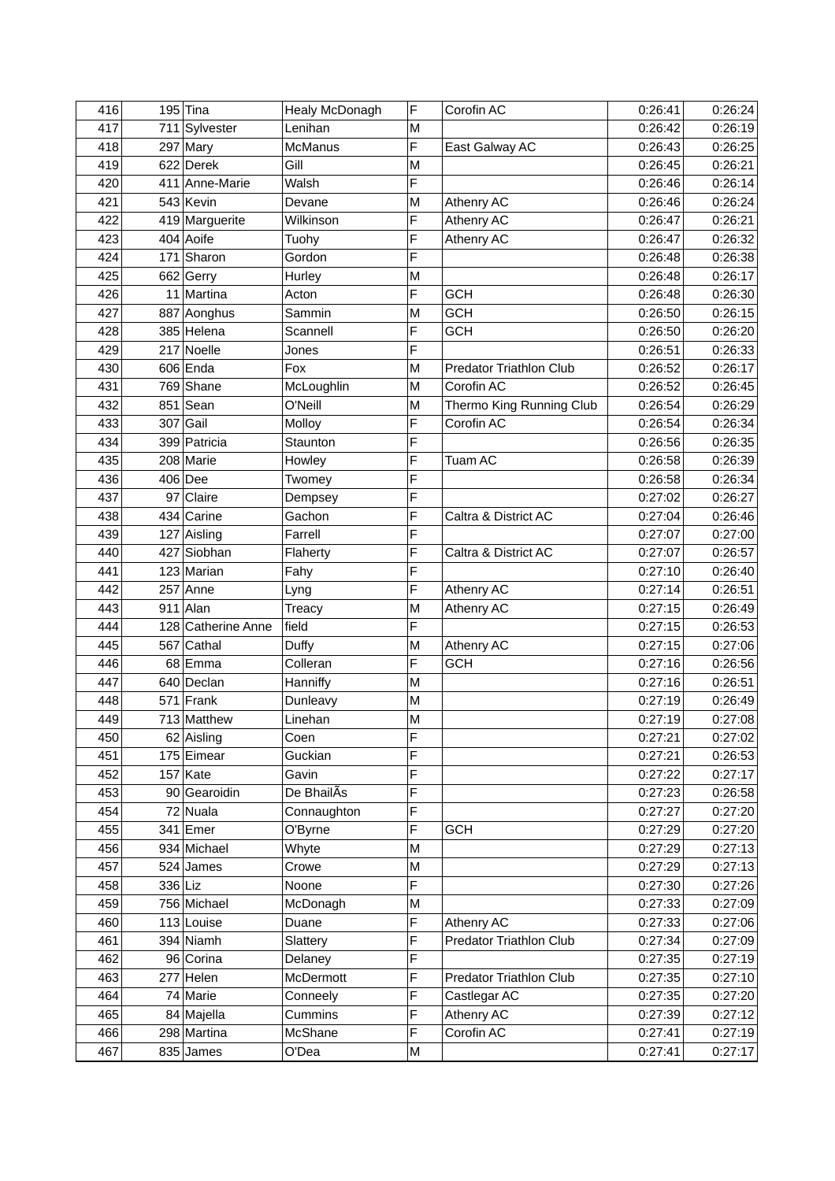| 416 | 195 | Tina | Healy McDonagh | F | Corofin AC | 0:26:41 | 0:26:24 |
|---|---|---|---|---|---|---|---|
| 417 | 711 | Sylvester | Lenihan | M | | 0:26:42 | 0:26:19 |
| 418 | 297 | Mary | McManus | F | East Galway AC | 0:26:43 | 0:26:25 |
| 419 | 622 | Derek | Gill | M | | 0:26:45 | 0:26:21 |
| 420 | 411 | Anne-Marie | Walsh | F | | 0:26:46 | 0:26:14 |
| 421 | 543 | Kevin | Devane | M | Athenry AC | 0:26:46 | 0:26:24 |
| 422 | 419 | Marguerite | Wilkinson | F | Athenry AC | 0:26:47 | 0:26:21 |
| 423 | 404 | Aoife | Tuohy | F | Athenry AC | 0:26:47 | 0:26:32 |
| 424 | 171 | Sharon | Gordon | F | | 0:26:48 | 0:26:38 |
| 425 | 662 | Gerry | Hurley | M | | 0:26:48 | 0:26:17 |
| 426 | 11 | Martina | Acton | F | GCH | 0:26:48 | 0:26:30 |
| 427 | 887 | Aonghus | Sammin | M | GCH | 0:26:50 | 0:26:15 |
| 428 | 385 | Helena | Scannell | F | GCH | 0:26:50 | 0:26:20 |
| 429 | 217 | Noelle | Jones | F | | 0:26:51 | 0:26:33 |
| 430 | 606 | Enda | Fox | M | Predator Triathlon Club | 0:26:52 | 0:26:17 |
| 431 | 769 | Shane | McLoughlin | M | Corofin AC | 0:26:52 | 0:26:45 |
| 432 | 851 | Sean | O'Neill | M | Thermo King Running Club | 0:26:54 | 0:26:29 |
| 433 | 307 | Gail | Molloy | F | Corofin AC | 0:26:54 | 0:26:34 |
| 434 | 399 | Patricia | Staunton | F | | 0:26:56 | 0:26:35 |
| 435 | 208 | Marie | Howley | F | Tuam AC | 0:26:58 | 0:26:39 |
| 436 | 406 | Dee | Twomey | F | | 0:26:58 | 0:26:34 |
| 437 | 97 | Claire | Dempsey | F | | 0:27:02 | 0:26:27 |
| 438 | 434 | Carine | Gachon | F | Caltra & District AC | 0:27:04 | 0:26:46 |
| 439 | 127 | Aisling | Farrell | F | | 0:27:07 | 0:27:00 |
| 440 | 427 | Siobhan | Flaherty | F | Caltra & District AC | 0:27:07 | 0:26:57 |
| 441 | 123 | Marian | Fahy | F | | 0:27:10 | 0:26:40 |
| 442 | 257 | Anne | Lyng | F | Athenry AC | 0:27:14 | 0:26:51 |
| 443 | 911 | Alan | Treacy | M | Athenry AC | 0:27:15 | 0:26:49 |
| 444 | 128 | Catherine Anne | field | F | | 0:27:15 | 0:26:53 |
| 445 | 567 | Cathal | Duffy | M | Athenry AC | 0:27:15 | 0:27:06 |
| 446 | 68 | Emma | Colleran | F | GCH | 0:27:16 | 0:26:56 |
| 447 | 640 | Declan | Hanniffy | M | | 0:27:16 | 0:26:51 |
| 448 | 571 | Frank | Dunleavy | M | | 0:27:19 | 0:26:49 |
| 449 | 713 | Matthew | Linehan | M | | 0:27:19 | 0:27:08 |
| 450 | 62 | Aisling | Coen | F | | 0:27:21 | 0:27:02 |
| 451 | 175 | Eimear | Guckian | F | | 0:27:21 | 0:26:53 |
| 452 | 157 | Kate | Gavin | F | | 0:27:22 | 0:27:17 |
| 453 | 90 | Gearoidin | De BhailÃs | F | | 0:27:23 | 0:26:58 |
| 454 | 72 | Nuala | Connaughton | F | | 0:27:27 | 0:27:20 |
| 455 | 341 | Emer | O'Byrne | F | GCH | 0:27:29 | 0:27:20 |
| 456 | 934 | Michael | Whyte | M | | 0:27:29 | 0:27:13 |
| 457 | 524 | James | Crowe | M | | 0:27:29 | 0:27:13 |
| 458 | 336 | Liz | Noone | F | | 0:27:30 | 0:27:26 |
| 459 | 756 | Michael | McDonagh | M | | 0:27:33 | 0:27:09 |
| 460 | 113 | Louise | Duane | F | Athenry AC | 0:27:33 | 0:27:06 |
| 461 | 394 | Niamh | Slattery | F | Predator Triathlon Club | 0:27:34 | 0:27:09 |
| 462 | 96 | Corina | Delaney | F | | 0:27:35 | 0:27:19 |
| 463 | 277 | Helen | McDermott | F | Predator Triathlon Club | 0:27:35 | 0:27:10 |
| 464 | 74 | Marie | Conneely | F | Castlegar AC | 0:27:35 | 0:27:20 |
| 465 | 84 | Majella | Cummins | F | Athenry AC | 0:27:39 | 0:27:12 |
| 466 | 298 | Martina | McShane | F | Corofin AC | 0:27:41 | 0:27:19 |
| 467 | 835 | James | O'Dea | M | | 0:27:41 | 0:27:17 |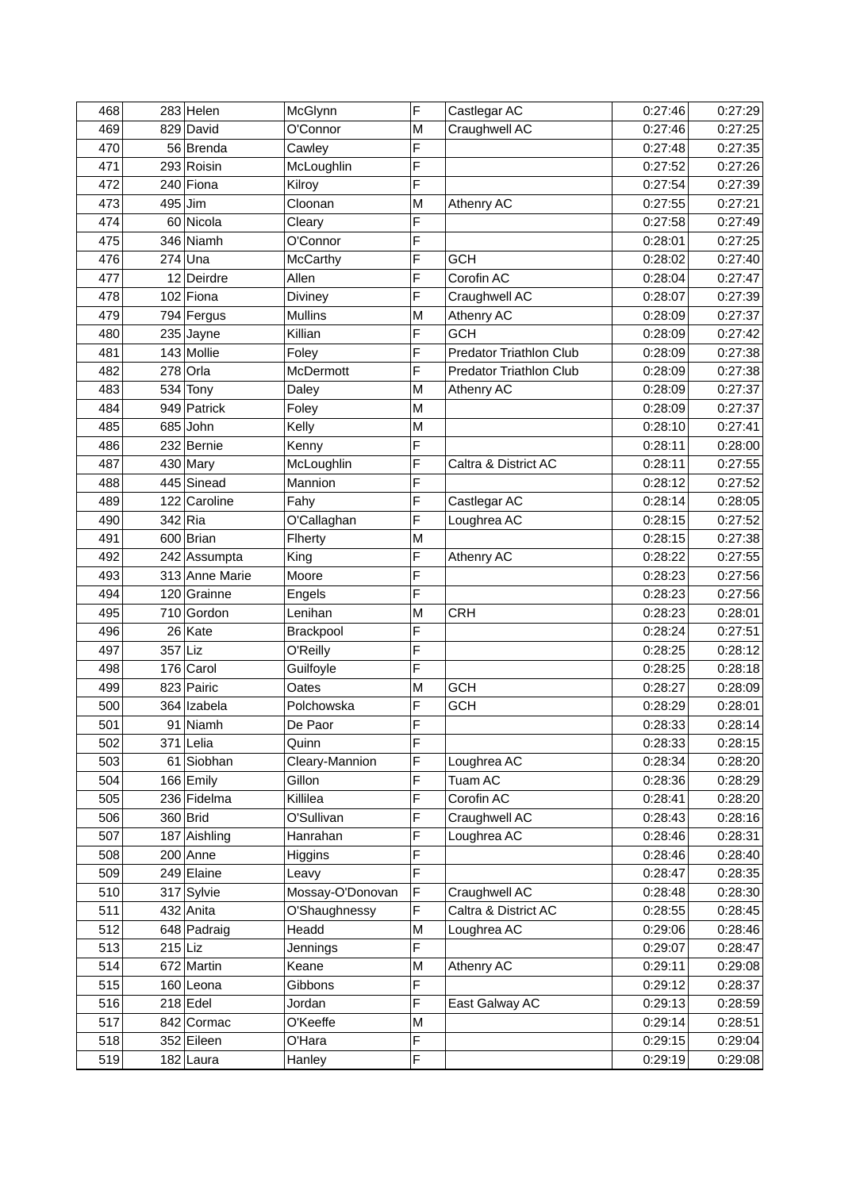| | | | | | | | |
|---|---|---|---|---|---|---|---|
| 468 | 283 | Helen | McGlynn | F | Castlegar AC | 0:27:46 | 0:27:29 |
| 469 | 829 | David | O'Connor | M | Craughwell AC | 0:27:46 | 0:27:25 |
| 470 | 56 | Brenda | Cawley | F | | 0:27:48 | 0:27:35 |
| 471 | 293 | Roisin | McLoughlin | F | | 0:27:52 | 0:27:26 |
| 472 | 240 | Fiona | Kilroy | F | | 0:27:54 | 0:27:39 |
| 473 | 495 | Jim | Cloonan | M | Athenry AC | 0:27:55 | 0:27:21 |
| 474 | 60 | Nicola | Cleary | F | | 0:27:58 | 0:27:49 |
| 475 | 346 | Niamh | O'Connor | F | | 0:28:01 | 0:27:25 |
| 476 | 274 | Una | McCarthy | F | GCH | 0:28:02 | 0:27:40 |
| 477 | 12 | Deirdre | Allen | F | Corofin AC | 0:28:04 | 0:27:47 |
| 478 | 102 | Fiona | Diviney | F | Craughwell AC | 0:28:07 | 0:27:39 |
| 479 | 794 | Fergus | Mullins | M | Athenry AC | 0:28:09 | 0:27:37 |
| 480 | 235 | Jayne | Killian | F | GCH | 0:28:09 | 0:27:42 |
| 481 | 143 | Mollie | Foley | F | Predator Triathlon Club | 0:28:09 | 0:27:38 |
| 482 | 278 | Orla | McDermott | F | Predator Triathlon Club | 0:28:09 | 0:27:38 |
| 483 | 534 | Tony | Daley | M | Athenry AC | 0:28:09 | 0:27:37 |
| 484 | 949 | Patrick | Foley | M | | 0:28:09 | 0:27:37 |
| 485 | 685 | John | Kelly | M | | 0:28:10 | 0:27:41 |
| 486 | 232 | Bernie | Kenny | F | | 0:28:11 | 0:28:00 |
| 487 | 430 | Mary | McLoughlin | F | Caltra & District AC | 0:28:11 | 0:27:55 |
| 488 | 445 | Sinead | Mannion | F | | 0:28:12 | 0:27:52 |
| 489 | 122 | Caroline | Fahy | F | Castlegar AC | 0:28:14 | 0:28:05 |
| 490 | 342 | Ria | O'Callaghan | F | Loughrea AC | 0:28:15 | 0:27:52 |
| 491 | 600 | Brian | Flherty | M | | 0:28:15 | 0:27:38 |
| 492 | 242 | Assumpta | King | F | Athenry AC | 0:28:22 | 0:27:55 |
| 493 | 313 | Anne Marie | Moore | F | | 0:28:23 | 0:27:56 |
| 494 | 120 | Grainne | Engels | F | | 0:28:23 | 0:27:56 |
| 495 | 710 | Gordon | Lenihan | M | CRH | 0:28:23 | 0:28:01 |
| 496 | 26 | Kate | Brackpool | F | | 0:28:24 | 0:27:51 |
| 497 | 357 | Liz | O'Reilly | F | | 0:28:25 | 0:28:12 |
| 498 | 176 | Carol | Guilfoyle | F | | 0:28:25 | 0:28:18 |
| 499 | 823 | Pairic | Oates | M | GCH | 0:28:27 | 0:28:09 |
| 500 | 364 | Izabela | Polchowska | F | GCH | 0:28:29 | 0:28:01 |
| 501 | 91 | Niamh | De Paor | F | | 0:28:33 | 0:28:14 |
| 502 | 371 | Lelia | Quinn | F | | 0:28:33 | 0:28:15 |
| 503 | 61 | Siobhan | Cleary-Mannion | F | Loughrea AC | 0:28:34 | 0:28:20 |
| 504 | 166 | Emily | Gillon | F | Tuam AC | 0:28:36 | 0:28:29 |
| 505 | 236 | Fidelma | Killilea | F | Corofin AC | 0:28:41 | 0:28:20 |
| 506 | 360 | Brid | O'Sullivan | F | Craughwell AC | 0:28:43 | 0:28:16 |
| 507 | 187 | Aishling | Hanrahan | F | Loughrea AC | 0:28:46 | 0:28:31 |
| 508 | 200 | Anne | Higgins | F | | 0:28:46 | 0:28:40 |
| 509 | 249 | Elaine | Leavy | F | | 0:28:47 | 0:28:35 |
| 510 | 317 | Sylvie | Mossay-O'Donovan | F | Craughwell AC | 0:28:48 | 0:28:30 |
| 511 | 432 | Anita | O'Shaughnessy | F | Caltra & District AC | 0:28:55 | 0:28:45 |
| 512 | 648 | Padraig | Headd | M | Loughrea AC | 0:29:06 | 0:28:46 |
| 513 | 215 | Liz | Jennings | F | | 0:29:07 | 0:28:47 |
| 514 | 672 | Martin | Keane | M | Athenry AC | 0:29:11 | 0:29:08 |
| 515 | 160 | Leona | Gibbons | F | | 0:29:12 | 0:28:37 |
| 516 | 218 | Edel | Jordan | F | East Galway AC | 0:29:13 | 0:28:59 |
| 517 | 842 | Cormac | O'Keeffe | M | | 0:29:14 | 0:28:51 |
| 518 | 352 | Eileen | O'Hara | F | | 0:29:15 | 0:29:04 |
| 519 | 182 | Laura | Hanley | F | | 0:29:19 | 0:29:08 |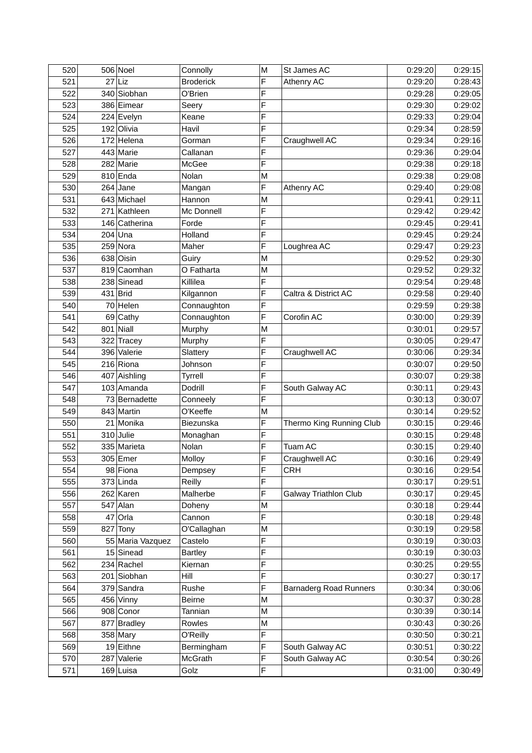| 520 | 506 | Noel | Connolly | M | St James AC | 0:29:20 | 0:29:15 |
|---|---|---|---|---|---|---|---|
| 521 | 27 | Liz | Broderick | F | Athenry AC | 0:29:20 | 0:28:43 |
| 522 | 340 | Siobhan | O'Brien | F | | 0:29:28 | 0:29:05 |
| 523 | 386 | Eimear | Seery | F | | 0:29:30 | 0:29:02 |
| 524 | 224 | Evelyn | Keane | F | | 0:29:33 | 0:29:04 |
| 525 | 192 | Olivia | Havil | F | | 0:29:34 | 0:28:59 |
| 526 | 172 | Helena | Gorman | F | Craughwell AC | 0:29:34 | 0:29:16 |
| 527 | 443 | Marie | Callanan | F | | 0:29:36 | 0:29:04 |
| 528 | 282 | Marie | McGee | F | | 0:29:38 | 0:29:18 |
| 529 | 810 | Enda | Nolan | M | | 0:29:38 | 0:29:08 |
| 530 | 264 | Jane | Mangan | F | Athenry AC | 0:29:40 | 0:29:08 |
| 531 | 643 | Michael | Hannon | M | | 0:29:41 | 0:29:11 |
| 532 | 271 | Kathleen | Mc Donnell | F | | 0:29:42 | 0:29:42 |
| 533 | 146 | Catherina | Forde | F | | 0:29:45 | 0:29:41 |
| 534 | 204 | Una | Holland | F | | 0:29:45 | 0:29:24 |
| 535 | 259 | Nora | Maher | F | Loughrea AC | 0:29:47 | 0:29:23 |
| 536 | 638 | Oisin | Guiry | M | | 0:29:52 | 0:29:30 |
| 537 | 819 | Caomhan | O Fatharta | M | | 0:29:52 | 0:29:32 |
| 538 | 238 | Sinead | Killilea | F | | 0:29:54 | 0:29:48 |
| 539 | 431 | Brid | Kilgannon | F | Caltra & District AC | 0:29:58 | 0:29:40 |
| 540 | 70 | Helen | Connaughton | F | | 0:29:59 | 0:29:38 |
| 541 | 69 | Cathy | Connaughton | F | Corofin AC | 0:30:00 | 0:29:39 |
| 542 | 801 | Niall | Murphy | M | | 0:30:01 | 0:29:57 |
| 543 | 322 | Tracey | Murphy | F | | 0:30:05 | 0:29:47 |
| 544 | 396 | Valerie | Slattery | F | Craughwell AC | 0:30:06 | 0:29:34 |
| 545 | 216 | Riona | Johnson | F | | 0:30:07 | 0:29:50 |
| 546 | 407 | Aishling | Tyrrell | F | | 0:30:07 | 0:29:38 |
| 547 | 103 | Amanda | Dodrill | F | South Galway AC | 0:30:11 | 0:29:43 |
| 548 | 73 | Bernadette | Conneely | F | | 0:30:13 | 0:30:07 |
| 549 | 843 | Martin | O'Keeffe | M | | 0:30:14 | 0:29:52 |
| 550 | 21 | Monika | Biezunska | F | Thermo King Running Club | 0:30:15 | 0:29:46 |
| 551 | 310 | Julie | Monaghan | F | | 0:30:15 | 0:29:48 |
| 552 | 335 | Marieta | Nolan | F | Tuam AC | 0:30:15 | 0:29:40 |
| 553 | 305 | Emer | Molloy | F | Craughwell AC | 0:30:16 | 0:29:49 |
| 554 | 98 | Fiona | Dempsey | F | CRH | 0:30:16 | 0:29:54 |
| 555 | 373 | Linda | Reilly | F | | 0:30:17 | 0:29:51 |
| 556 | 262 | Karen | Malherbe | F | Galway Triathlon Club | 0:30:17 | 0:29:45 |
| 557 | 547 | Alan | Doheny | M | | 0:30:18 | 0:29:44 |
| 558 | 47 | Orla | Cannon | F | | 0:30:18 | 0:29:48 |
| 559 | 827 | Tony | O'Callaghan | M | | 0:30:19 | 0:29:58 |
| 560 | 55 | Maria Vazquez | Castelo | F | | 0:30:19 | 0:30:03 |
| 561 | 15 | Sinead | Bartley | F | | 0:30:19 | 0:30:03 |
| 562 | 234 | Rachel | Kiernan | F | | 0:30:25 | 0:29:55 |
| 563 | 201 | Siobhan | Hill | F | | 0:30:27 | 0:30:17 |
| 564 | 379 | Sandra | Rushe | F | Barnaderg Road Runners | 0:30:34 | 0:30:06 |
| 565 | 456 | Vinny | Beirne | M | | 0:30:37 | 0:30:28 |
| 566 | 908 | Conor | Tannian | M | | 0:30:39 | 0:30:14 |
| 567 | 877 | Bradley | Rowles | M | | 0:30:43 | 0:30:26 |
| 568 | 358 | Mary | O'Reilly | F | | 0:30:50 | 0:30:21 |
| 569 | 19 | Eithne | Bermingham | F | South Galway AC | 0:30:51 | 0:30:22 |
| 570 | 287 | Valerie | McGrath | F | South Galway AC | 0:30:54 | 0:30:26 |
| 571 | 169 | Luisa | Golz | F | | 0:31:00 | 0:30:49 |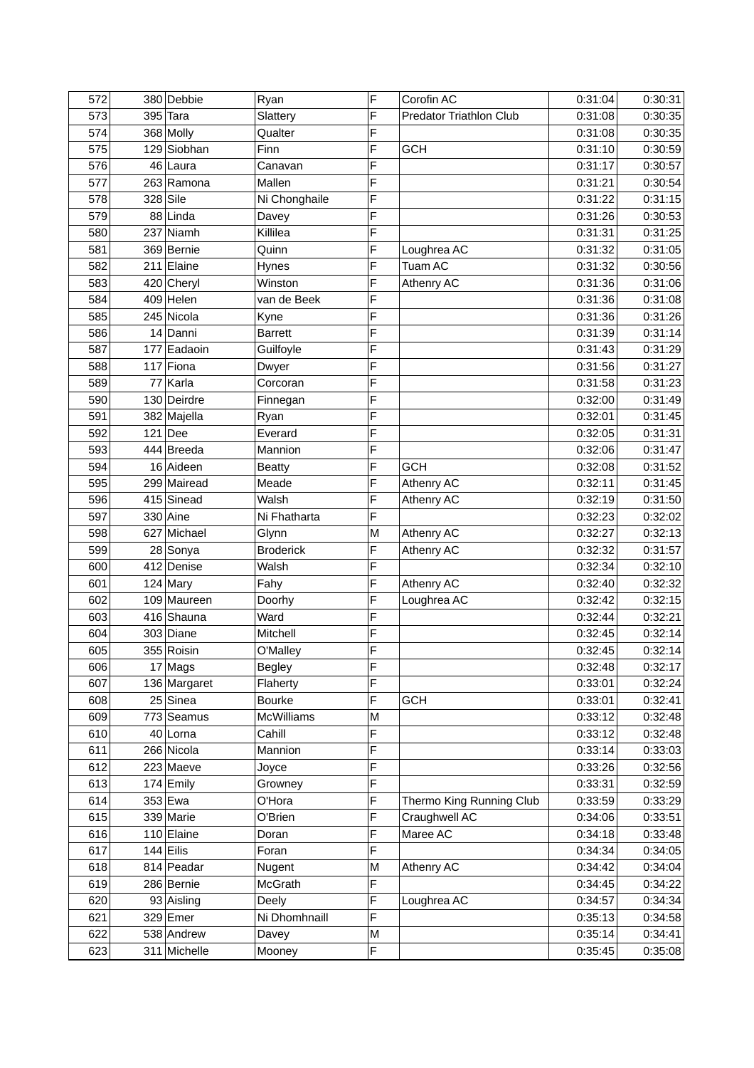| | | | | | | | |
|---|---|---|---|---|---|---|---|
| 572 | 380 | Debbie | Ryan | F | Corofin AC | 0:31:04 | 0:30:31 |
| 573 | 395 | Tara | Slattery | F | Predator Triathlon Club | 0:31:08 | 0:30:35 |
| 574 | 368 | Molly | Qualter | F | | 0:31:08 | 0:30:35 |
| 575 | 129 | Siobhan | Finn | F | GCH | 0:31:10 | 0:30:59 |
| 576 | 46 | Laura | Canavan | F | | 0:31:17 | 0:30:57 |
| 577 | 263 | Ramona | Mallen | F | | 0:31:21 | 0:30:54 |
| 578 | 328 | Sile | Ni Chonghaile | F | | 0:31:22 | 0:31:15 |
| 579 | 88 | Linda | Davey | F | | 0:31:26 | 0:30:53 |
| 580 | 237 | Niamh | Killilea | F | | 0:31:31 | 0:31:25 |
| 581 | 369 | Bernie | Quinn | F | Loughrea AC | 0:31:32 | 0:31:05 |
| 582 | 211 | Elaine | Hynes | F | Tuam AC | 0:31:32 | 0:30:56 |
| 583 | 420 | Cheryl | Winston | F | Athenry AC | 0:31:36 | 0:31:06 |
| 584 | 409 | Helen | van de Beek | F | | 0:31:36 | 0:31:08 |
| 585 | 245 | Nicola | Kyne | F | | 0:31:36 | 0:31:26 |
| 586 | 14 | Danni | Barrett | F | | 0:31:39 | 0:31:14 |
| 587 | 177 | Eadaoin | Guilfoyle | F | | 0:31:43 | 0:31:29 |
| 588 | 117 | Fiona | Dwyer | F | | 0:31:56 | 0:31:27 |
| 589 | 77 | Karla | Corcoran | F | | 0:31:58 | 0:31:23 |
| 590 | 130 | Deirdre | Finnegan | F | | 0:32:00 | 0:31:49 |
| 591 | 382 | Majella | Ryan | F | | 0:32:01 | 0:31:45 |
| 592 | 121 | Dee | Everard | F | | 0:32:05 | 0:31:31 |
| 593 | 444 | Breeda | Mannion | F | | 0:32:06 | 0:31:47 |
| 594 | 16 | Aideen | Beatty | F | GCH | 0:32:08 | 0:31:52 |
| 595 | 299 | Mairead | Meade | F | Athenry AC | 0:32:11 | 0:31:45 |
| 596 | 415 | Sinead | Walsh | F | Athenry AC | 0:32:19 | 0:31:50 |
| 597 | 330 | Aine | Ni Fhatharta | F | | 0:32:23 | 0:32:02 |
| 598 | 627 | Michael | Glynn | M | Athenry AC | 0:32:27 | 0:32:13 |
| 599 | 28 | Sonya | Broderick | F | Athenry AC | 0:32:32 | 0:31:57 |
| 600 | 412 | Denise | Walsh | F | | 0:32:34 | 0:32:10 |
| 601 | 124 | Mary | Fahy | F | Athenry AC | 0:32:40 | 0:32:32 |
| 602 | 109 | Maureen | Doorhy | F | Loughrea AC | 0:32:42 | 0:32:15 |
| 603 | 416 | Shauna | Ward | F | | 0:32:44 | 0:32:21 |
| 604 | 303 | Diane | Mitchell | F | | 0:32:45 | 0:32:14 |
| 605 | 355 | Roisin | O'Malley | F | | 0:32:45 | 0:32:14 |
| 606 | 17 | Mags | Begley | F | | 0:32:48 | 0:32:17 |
| 607 | 136 | Margaret | Flaherty | F | | 0:33:01 | 0:32:24 |
| 608 | 25 | Sinea | Bourke | F | GCH | 0:33:01 | 0:32:41 |
| 609 | 773 | Seamus | McWilliams | M | | 0:33:12 | 0:32:48 |
| 610 | 40 | Lorna | Cahill | F | | 0:33:12 | 0:32:48 |
| 611 | 266 | Nicola | Mannion | F | | 0:33:14 | 0:33:03 |
| 612 | 223 | Maeve | Joyce | F | | 0:33:26 | 0:32:56 |
| 613 | 174 | Emily | Growney | F | | 0:33:31 | 0:32:59 |
| 614 | 353 | Ewa | O'Hora | F | Thermo King Running Club | 0:33:59 | 0:33:29 |
| 615 | 339 | Marie | O'Brien | F | Craughwell AC | 0:34:06 | 0:33:51 |
| 616 | 110 | Elaine | Doran | F | Maree AC | 0:34:18 | 0:33:48 |
| 617 | 144 | Eilis | Foran | F | | 0:34:34 | 0:34:05 |
| 618 | 814 | Peadar | Nugent | M | Athenry AC | 0:34:42 | 0:34:04 |
| 619 | 286 | Bernie | McGrath | F | | 0:34:45 | 0:34:22 |
| 620 | 93 | Aisling | Deely | F | Loughrea AC | 0:34:57 | 0:34:34 |
| 621 | 329 | Emer | Ni Dhomhnaill | F | | 0:35:13 | 0:34:58 |
| 622 | 538 | Andrew | Davey | M | | 0:35:14 | 0:34:41 |
| 623 | 311 | Michelle | Mooney | F | | 0:35:45 | 0:35:08 |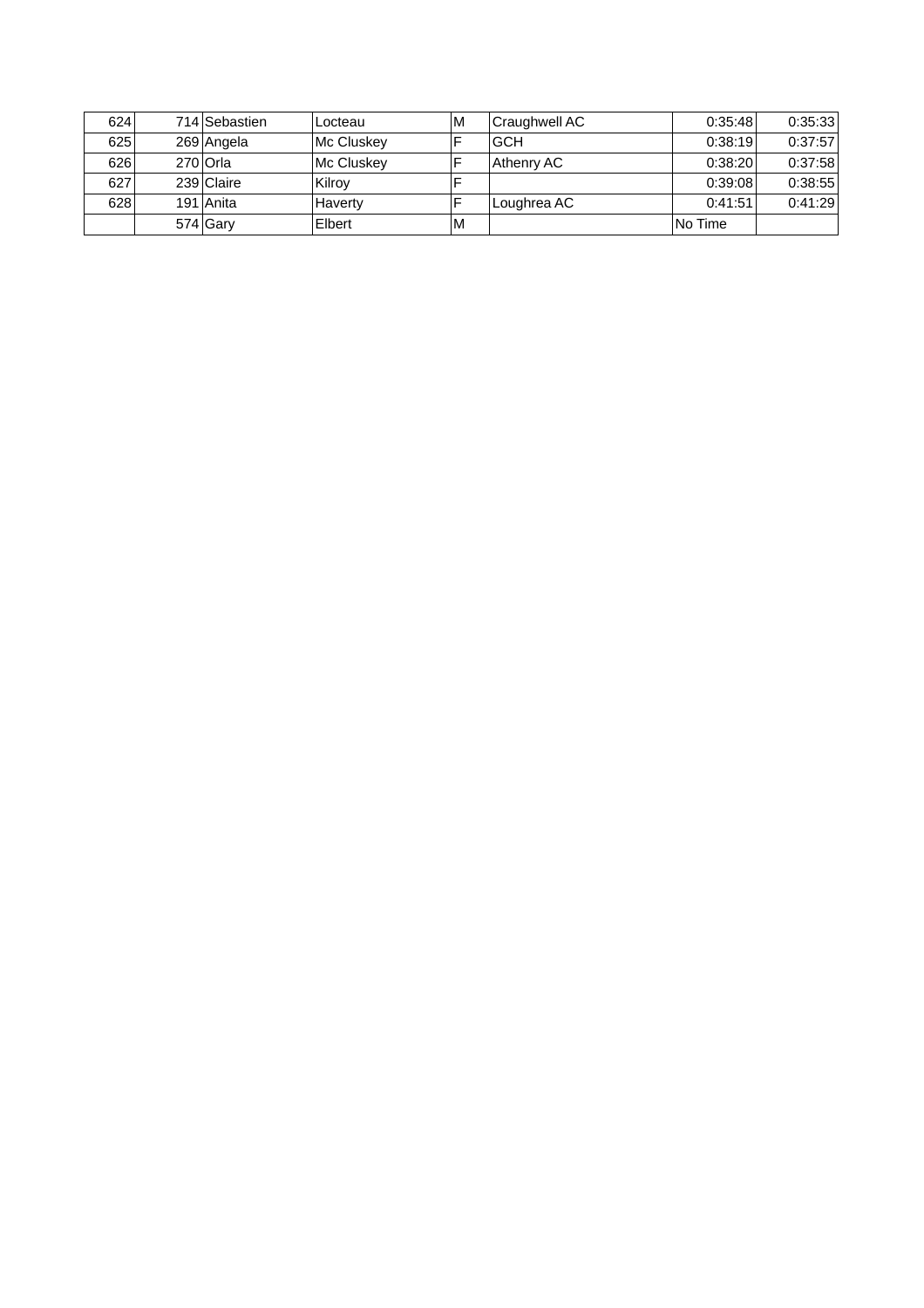| | | | | | | | |
|---|---|---|---|---|---|---|---|
| 624 | 714 | Sebastien | Locteau | M | Craughwell AC | 0:35:48 | 0:35:33 |
| 625 | 269 | Angela | Mc Cluskey | F | GCH | 0:38:19 | 0:37:57 |
| 626 | 270 | Orla | Mc Cluskey | F | Athenry AC | 0:38:20 | 0:37:58 |
| 627 | 239 | Claire | Kilroy | F | | 0:39:08 | 0:38:55 |
| 628 | 191 | Anita | Haverty | F | Loughrea AC | 0:41:51 | 0:41:29 |
| | 574 | Gary | Elbert | M | | No Time | |